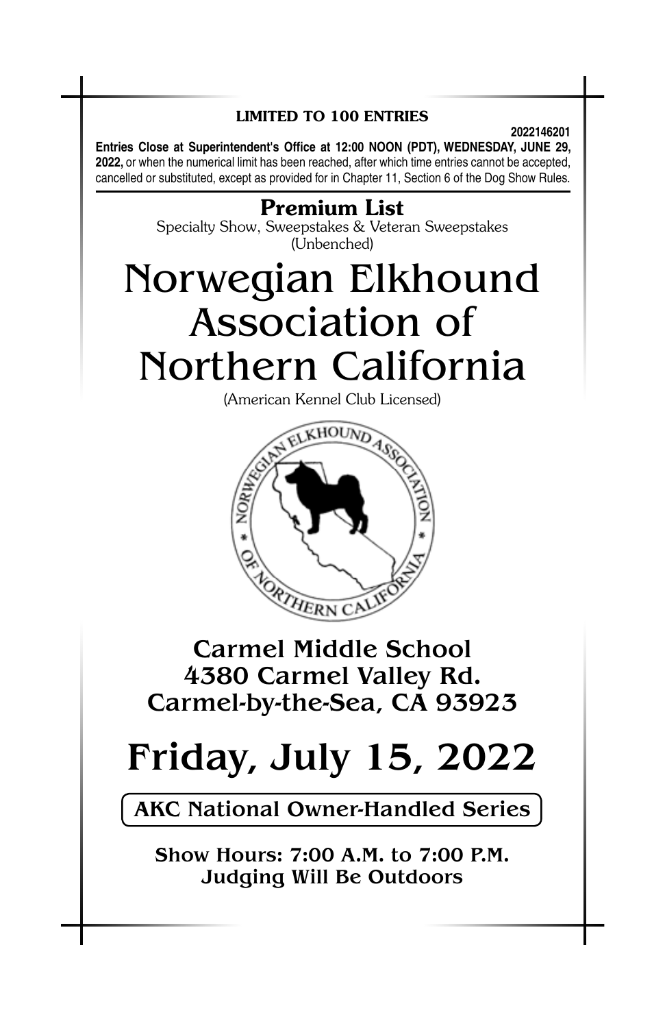**LIMITED TO 100 ENTRIES**

**2022146201**

**Entries Close at Superintendent's Office at 12:00 NOON (PDT), WEDNESDAY, JUNE 29, 2022,** or when the numerical limit has been reached, after which time entries cannot be accepted, cancelled or substituted, except as provided for in Chapter 11, Section 6 of the Dog Show Rules.

## Premium List

Specialty Show, Sweepstakes & Veteran Sweepstakes
(Unbenched)

# Norwegian Elkhound Association of Northern California

(American Kennel Club Licensed)

## Carmel Middle School
## 4380 Carmel Valley Rd.
## Carmel-by-the-Sea, CA 93923

# Friday, July 15, 2022

**AKC National Owner-Handled Series**

**Show Hours: 7:00 A.M. to 7:00 P.M.**
**Judging Will Be Outdoors**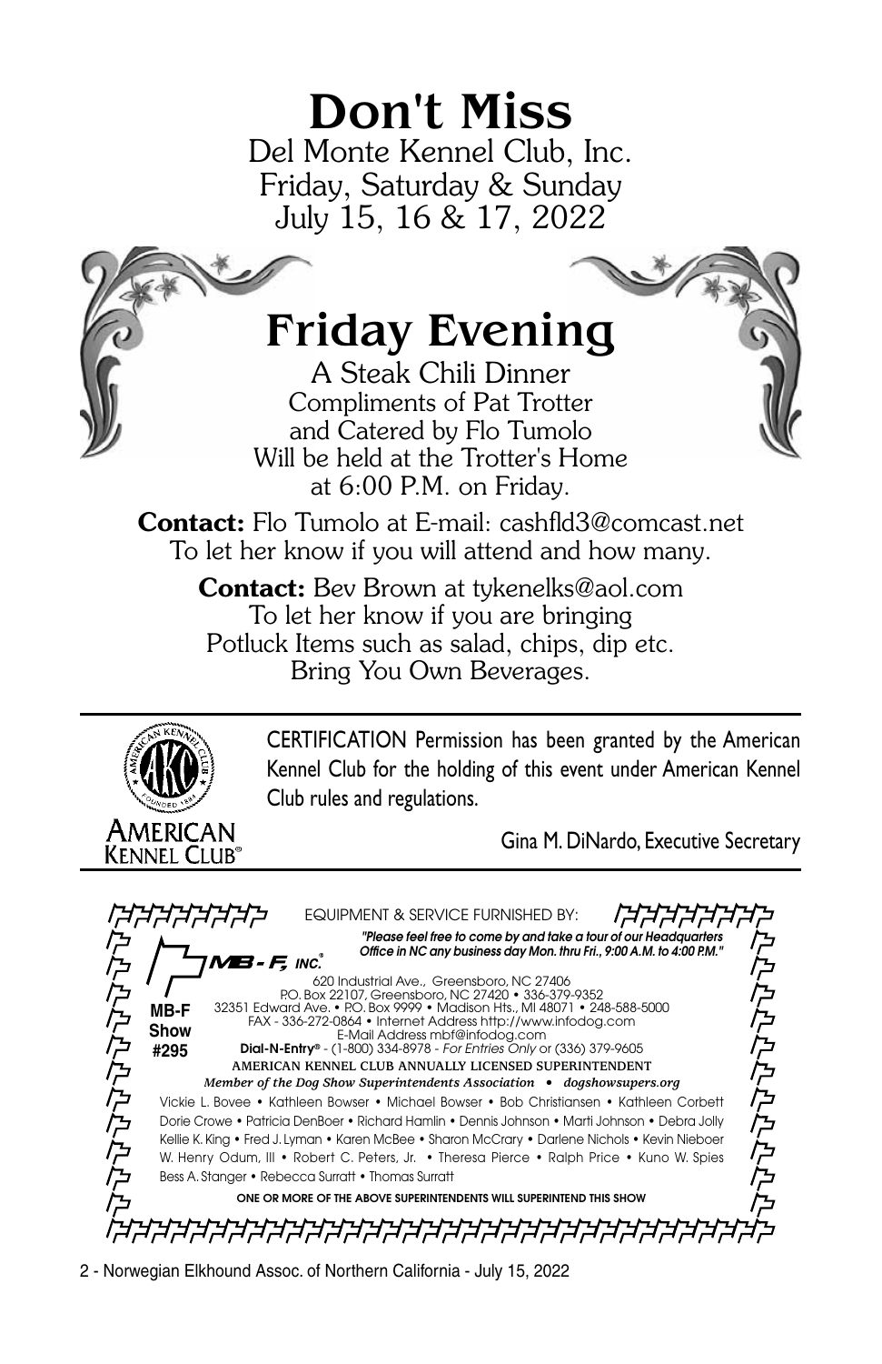# Don't Miss

Del Monte Kennel Club, Inc.
Friday, Saturday & Sunday
July 15, 16 & 17, 2022

## Friday Evening

A Steak Chili Dinner
Compliments of Pat Trotter
and Catered by Flo Tumolo
Will be held at the Trotter's Home
at 6:00 P.M. on Friday.

**Contact:** Flo Tumolo at E-mail: cashfld3@comcast.net
To let her know if you will attend and how many.

**Contact:** Bev Brown at tykenelks@aol.com
To let her know if you are bringing
Potluck Items such as salad, chips, dip etc.
Bring You Own Beverages.

---

AMERICAN KENNEL CLUB

CERTIFICATION Permission has been granted by the American Kennel Club for the holding of this event under American Kennel Club rules and regulations.

Gina M. DiNardo, Executive Secretary

---

EQUIPMENT & SERVICE FURNISHED BY:

MB-F, INC.®

*"Please feel free to come by and take a tour of our Headquarters Office in NC any business day Mon. thru Fri., 9:00 A.M. to 4:00 P.M."*

MB-F Show #295

620 Industrial Ave., Greensboro, NC 27406
P.O. Box 22107, Greensboro, NC 27420 • 336-379-9352
32351 Edward Ave. • P.O. Box 9999 • Madison Hts., MI 48071 • 248-588-5000
FAX - 336-272-0864 • Internet Address http://www.infodog.com
E-Mail Address mbf@infodog.com
**Dial-N-Entry®** - (1-800) 334-8978 - *For Entries Only* or (336) 379-9605

AMERICAN KENNEL CLUB ANNUALLY LICENSED SUPERINTENDENT

*Member of the Dog Show Superintendents Association • dogshowsupers.org*

Vickie L. Bovee • Kathleen Bowser • Michael Bowser • Bob Christiansen • Kathleen Corbett
Dorie Crowe • Patricia DenBoer • Richard Hamlin • Dennis Johnson • Marti Johnson • Debra Jolly
Kellie K. King • Fred J. Lyman • Karen McBee • Sharon McCrary • Darlene Nichols • Kevin Nieboer
W. Henry Odum, III • Robert C. Peters, Jr. • Theresa Pierce • Ralph Price • Kuno W. Spies
Bess A. Stanger • Rebecca Surratt • Thomas Surratt

ONE OR MORE OF THE ABOVE SUPERINTENDENTS WILL SUPERINTEND THIS SHOW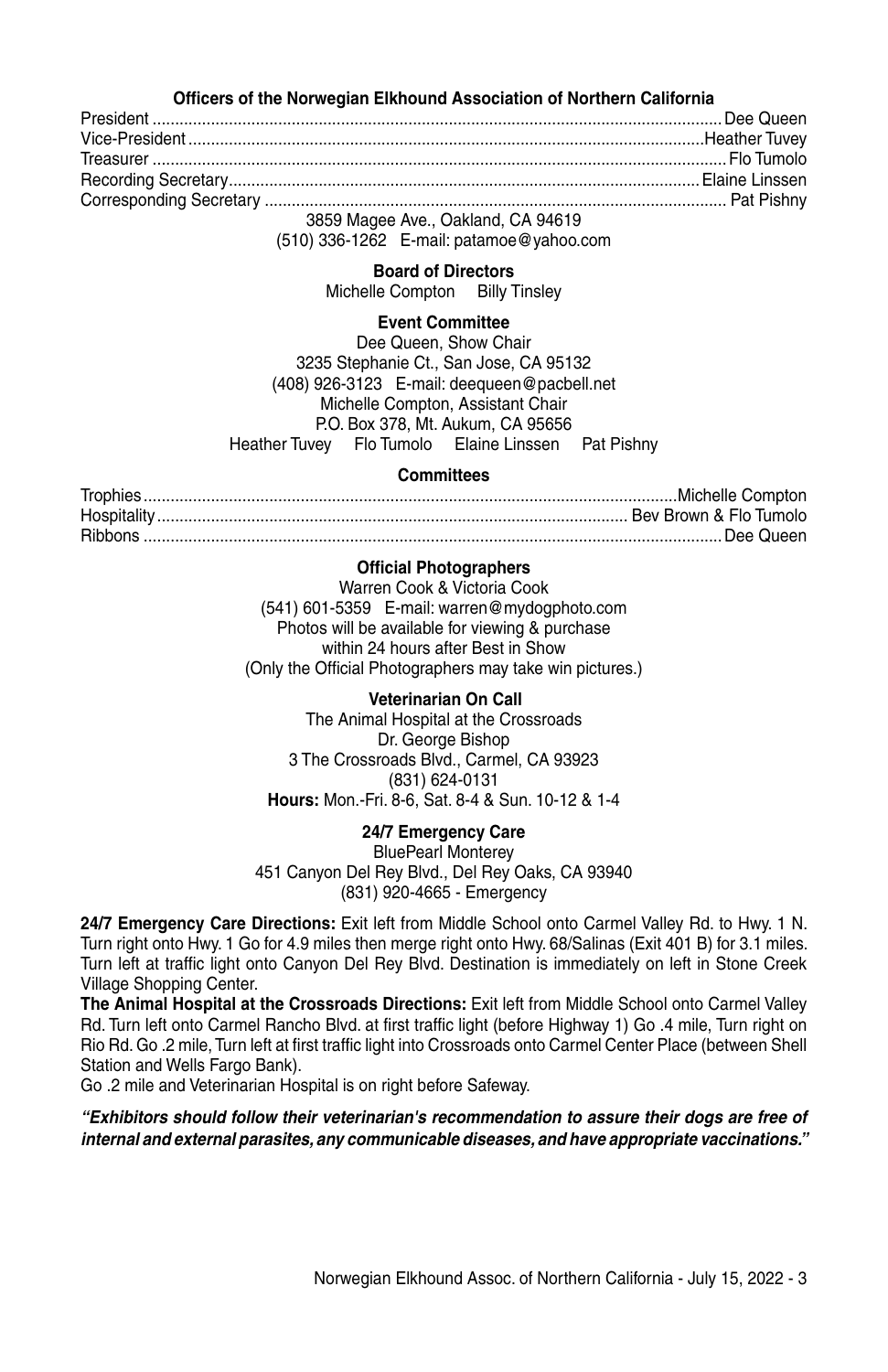### Officers of the Norwegian Elkhound Association of Northern California

| | |
|---|---|
| President | Dee Queen |
| Vice-President | Heather Tuvey |
| Treasurer | Flo Tumolo |
| Recording Secretary | Elaine Linssen |
| Corresponding Secretary | Pat Pishny |

3859 Magee Ave., Oakland, CA 94619
(510) 336-1262 E-mail: patamoe@yahoo.com

**Board of Directors**
Michelle Compton Billy Tinsley

**Event Committee**
Dee Queen, Show Chair
3235 Stephanie Ct., San Jose, CA 95132
(408) 926-3123 E-mail: deequeen@pacbell.net
Michelle Compton, Assistant Chair
P.O. Box 378, Mt. Aukum, CA 95656
Heather Tuvey Flo Tumolo Elaine Linssen Pat Pishny

**Committees**

| | |
|---|---|
| Trophies | Michelle Compton |
| Hospitality | Bev Brown & Flo Tumolo |
| Ribbons | Dee Queen |

**Official Photographers**
Warren Cook & Victoria Cook
(541) 601-5359 E-mail: warren@mydogphoto.com
Photos will be available for viewing & purchase
within 24 hours after Best in Show
(Only the Official Photographers may take win pictures.)

**Veterinarian On Call**
The Animal Hospital at the Crossroads
Dr. George Bishop
3 The Crossroads Blvd., Carmel, CA 93923
(831) 624-0131
**Hours:** Mon.-Fri. 8-6, Sat. 8-4 & Sun. 10-12 & 1-4

**24/7 Emergency Care**
BluePearl Monterey
451 Canyon Del Rey Blvd., Del Rey Oaks, CA 93940
(831) 920-4665 - Emergency

**24/7 Emergency Care Directions:** Exit left from Middle School onto Carmel Valley Rd. to Hwy. 1 N. Turn right onto Hwy. 1 Go for 4.9 miles then merge right onto Hwy. 68/Salinas (Exit 401 B) for 3.1 miles. Turn left at traffic light onto Canyon Del Rey Blvd. Destination is immediately on left in Stone Creek Village Shopping Center.

**The Animal Hospital at the Crossroads Directions:** Exit left from Middle School onto Carmel Valley Rd. Turn left onto Carmel Rancho Blvd. at first traffic light (before Highway 1) Go .4 mile, Turn right on Rio Rd. Go .2 mile, Turn left at first traffic light into Crossroads onto Carmel Center Place (between Shell Station and Wells Fargo Bank).
Go .2 mile and Veterinarian Hospital is on right before Safeway.

***"Exhibitors should follow their veterinarian's recommendation to assure their dogs are free of internal and external parasites, any communicable diseases, and have appropriate vaccinations."***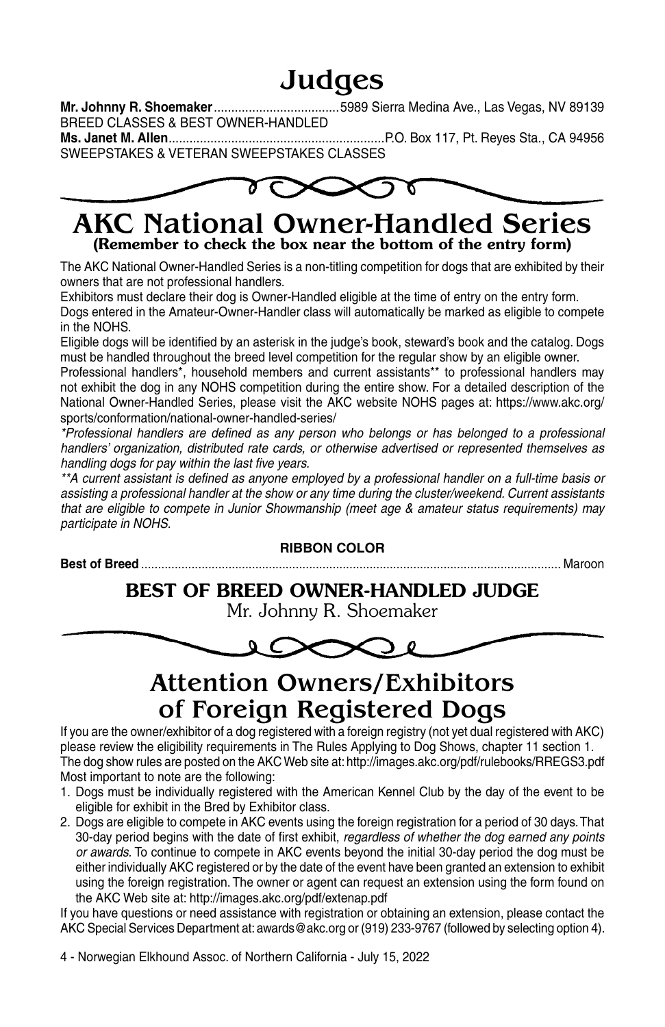# Judges

**Mr. Johnny R. Shoemaker**....................................5989 Sierra Medina Ave., Las Vegas, NV 89139
BREED CLASSES & BEST OWNER-HANDLED
**Ms. Janet M. Allen**..............................................................P.O. Box 117, Pt. Reyes Sta., CA 94956
SWEEPSTAKES & VETERAN SWEEPSTAKES CLASSES

# AKC National Owner-Handled Series

### (Remember to check the box near the bottom of the entry form)

The AKC National Owner-Handled Series is a non-titling competition for dogs that are exhibited by their owners that are not professional handlers.

Exhibitors must declare their dog is Owner-Handled eligible at the time of entry on the entry form.

Dogs entered in the Amateur-Owner-Handler class will automatically be marked as eligible to compete in the NOHS.

Eligible dogs will be identified by an asterisk in the judge's book, steward's book and the catalog. Dogs must be handled throughout the breed level competition for the regular show by an eligible owner.

Professional handlers*, household members and current assistants** to professional handlers may not exhibit the dog in any NOHS competition during the entire show. For a detailed description of the National Owner-Handled Series, please visit the AKC website NOHS pages at: https://www.akc.org/sports/conformation/national-owner-handled-series/

*\*Professional handlers are defined as any person who belongs or has belonged to a professional handlers' organization, distributed rate cards, or otherwise advertised or represented themselves as handling dogs for pay within the last five years.*

*\*\*A current assistant is defined as anyone employed by a professional handler on a full-time basis or assisting a professional handler at the show or any time during the cluster/weekend. Current assistants that are eligible to compete in Junior Showmanship (meet age & amateur status requirements) may participate in NOHS.*

**RIBBON COLOR**

**Best of Breed**............................................................................................................................ Maroon

## BEST OF BREED OWNER-HANDLED JUDGE

Mr. Johnny R. Shoemaker

# Attention Owners/Exhibitors of Foreign Registered Dogs

If you are the owner/exhibitor of a dog registered with a foreign registry (not yet dual registered with AKC) please review the eligibility requirements in The Rules Applying to Dog Shows, chapter 11 section 1. The dog show rules are posted on the AKC Web site at: http://images.akc.org/pdf/rulebooks/RREGS3.pdf

Most important to note are the following:

1. Dogs must be individually registered with the American Kennel Club by the day of the event to be eligible for exhibit in the Bred by Exhibitor class.
2. Dogs are eligible to compete in AKC events using the foreign registration for a period of 30 days. That 30-day period begins with the date of first exhibit, *regardless of whether the dog earned any points or awards.* To continue to compete in AKC events beyond the initial 30-day period the dog must be either individually AKC registered or by the date of the event have been granted an extension to exhibit using the foreign registration. The owner or agent can request an extension using the form found on the AKC Web site at: http://images.akc.org/pdf/extenap.pdf

If you have questions or need assistance with registration or obtaining an extension, please contact the AKC Special Services Department at: awards@akc.org or (919) 233-9767 (followed by selecting option 4).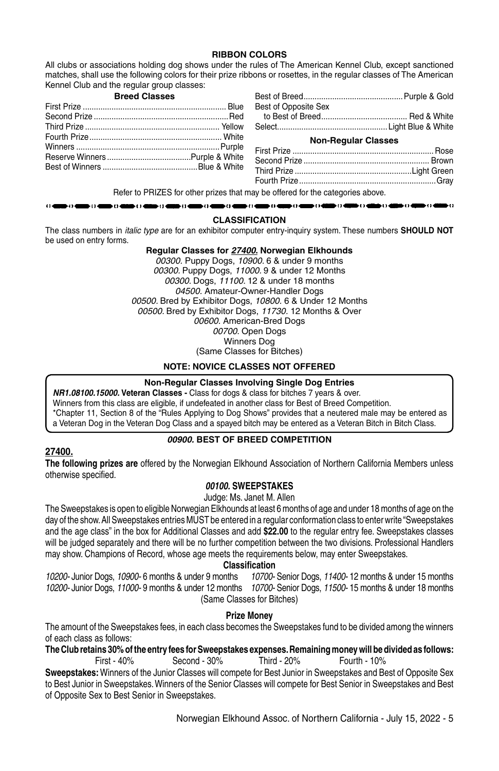## RIBBON COLORS

All clubs or associations holding dog shows under the rules of The American Kennel Club, except sanctioned matches, shall use the following colors for their prize ribbons or rosettes, in the regular classes of The American Kennel Club and the regular group classes:

**Breed Classes**

| | |
|---|---|
| First Prize | Blue |
| Second Prize | Red |
| Third Prize | Yellow |
| Fourth Prize | White |
| Winners | Purple |
| Reserve Winners | Purple & White |
| Best of Winners | Blue & White |
| Best of Breed | Purple & Gold |
| Best of Opposite Sex to Best of Breed | Red & White |
| Select | Light Blue & White |

**Non-Regular Classes**

| | |
|---|---|
| First Prize | Rose |
| Second Prize | Brown |
| Third Prize | Light Green |
| Fourth Prize | Gray |

Refer to PRIZES for other prizes that may be offered for the categories above.

## CLASSIFICATION

The class numbers in *italic type* are for an exhibitor computer entry-inquiry system. These numbers **SHOULD NOT** be used on entry forms.

**Regular Classes for *27400.* Norwegian Elkhounds**

*00300.* Puppy Dogs, *10900.* 6 & under 9 months
*00300.* Puppy Dogs, *11000.* 9 & under 12 Months
*00300.* Dogs, *11100.* 12 & under 18 months
*04500.* Amateur-Owner-Handler Dogs
*00500.* Bred by Exhibitor Dogs, *10800.* 6 & Under 12 Months
*00500.* Bred by Exhibitor Dogs, *11730.* 12 Months & Over
*00600.* American-Bred Dogs
*00700.* Open Dogs
Winners Dog
(Same Classes for Bitches)

**NOTE: NOVICE CLASSES NOT OFFERED**

**Non-Regular Classes Involving Single Dog Entries**

***NR1.08100.15000.* Veteran Classes -** Class for dogs & class for bitches 7 years & over.
Winners from this class are eligible, if undefeated in another class for Best of Breed Competition.
*Chapter 11, Section 8 of the "Rules Applying to Dog Shows" provides that a neutered male may be entered as a Veteran Dog in the Veteran Dog Class and a spayed bitch may be entered as a Veteran Bitch in Bitch Class.

***00900.* BEST OF BREED COMPETITION**

**27400.**

**The following prizes are** offered by the Norwegian Elkhound Association of Northern California Members unless otherwise specified.

### *00100.* SWEEPSTAKES

Judge: Ms. Janet M. Allen

The Sweepstakes is open to eligible Norwegian Elkhounds at least 6 months of age and under 18 months of age on the day of the show. All Sweepstakes entries MUST be entered in a regular conformation class to enter write "Sweepstakes and the age class" in the box for Additional Classes and add **$22.00** to the regular entry fee. Sweepstakes classes will be judged separately and there will be no further competition between the two divisions. Professional Handlers may show. Champions of Record, whose age meets the requirements below, may enter Sweepstakes.

**Classification**

*10200*- Junior Dogs, *10900*- 6 months & under 9 months
*10200*- Junior Dogs, *11000*- 9 months & under 12 months
*10700*- Senior Dogs, *11400*- 12 months & under 15 months
*10700*- Senior Dogs, *11500*- 15 months & under 18 months
(Same Classes for Bitches)

**Prize Money**

The amount of the Sweepstakes fees, in each class becomes the Sweepstakes fund to be divided among the winners of each class as follows:

**The Club retains 30% of the entry fees for Sweepstakes expenses. Remaining money will be divided as follows:**

First - 40% Second - 30% Third - 20% Fourth - 10%

**Sweepstakes:** Winners of the Junior Classes will compete for Best Junior in Sweepstakes and Best of Opposite Sex to Best Junior in Sweepstakes. Winners of the Senior Classes will compete for Best Senior in Sweepstakes and Best of Opposite Sex to Best Senior in Sweepstakes.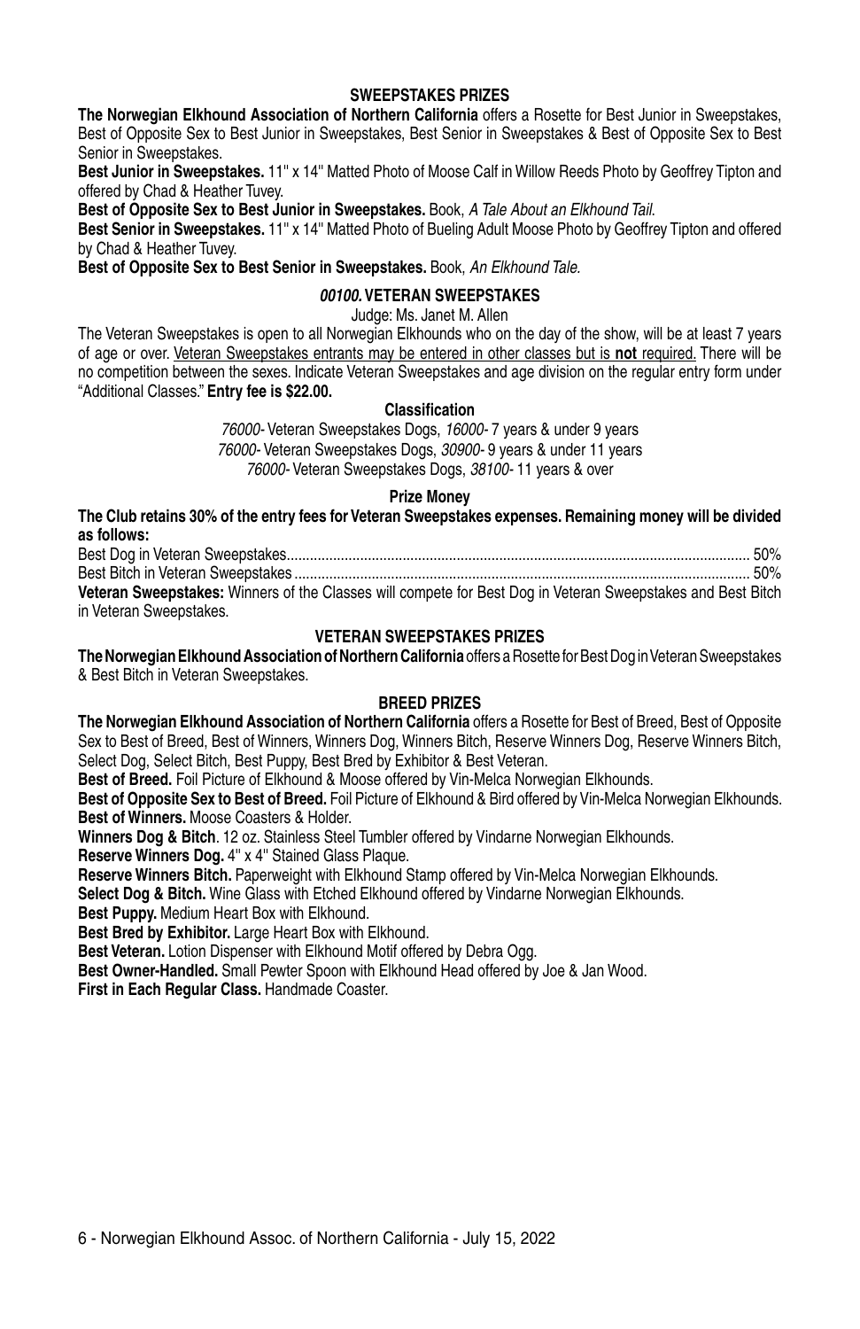## SWEEPSTAKES PRIZES

**The Norwegian Elkhound Association of Northern California** offers a Rosette for Best Junior in Sweepstakes, Best of Opposite Sex to Best Junior in Sweepstakes, Best Senior in Sweepstakes & Best of Opposite Sex to Best Senior in Sweepstakes.

**Best Junior in Sweepstakes.** 11" x 14" Matted Photo of Moose Calf in Willow Reeds Photo by Geoffrey Tipton and offered by Chad & Heather Tuvey.

**Best of Opposite Sex to Best Junior in Sweepstakes.** Book, *A Tale About an Elkhound Tail.*

**Best Senior in Sweepstakes.** 11" x 14" Matted Photo of Bueling Adult Moose Photo by Geoffrey Tipton and offered by Chad & Heather Tuvey.

**Best of Opposite Sex to Best Senior in Sweepstakes.** Book, *An Elkhound Tale.*

## *00100.* VETERAN SWEEPSTAKES

Judge: Ms. Janet M. Allen

The Veteran Sweepstakes is open to all Norwegian Elkhounds who on the day of the show, will be at least 7 years of age or over. Veteran Sweepstakes entrants may be entered in other classes but is **not** required. There will be no competition between the sexes. Indicate Veteran Sweepstakes and age division on the regular entry form under "Additional Classes." **Entry fee is $22.00.**

### Classification

*76000-* Veteran Sweepstakes Dogs, *16000-* 7 years & under 9 years
*76000-* Veteran Sweepstakes Dogs, *30900-* 9 years & under 11 years
*76000-* Veteran Sweepstakes Dogs, *38100-* 11 years & over

### Prize Money

**The Club retains 30% of the entry fees for Veteran Sweepstakes expenses. Remaining money will be divided as follows:**

Best Dog in Veteran Sweepstakes........................................ 50%
Best Bitch in Veteran Sweepstakes........................................ 50%

**Veteran Sweepstakes:** Winners of the Classes will compete for Best Dog in Veteran Sweepstakes and Best Bitch in Veteran Sweepstakes.

## VETERAN SWEEPSTAKES PRIZES

**The Norwegian Elkhound Association of Northern California** offers a Rosette for Best Dog in Veteran Sweepstakes & Best Bitch in Veteran Sweepstakes.

## BREED PRIZES

**The Norwegian Elkhound Association of Northern California** offers a Rosette for Best of Breed, Best of Opposite Sex to Best of Breed, Best of Winners, Winners Dog, Winners Bitch, Reserve Winners Dog, Reserve Winners Bitch, Select Dog, Select Bitch, Best Puppy, Best Bred by Exhibitor & Best Veteran.

**Best of Breed.** Foil Picture of Elkhound & Moose offered by Vin-Melca Norwegian Elkhounds.

**Best of Opposite Sex to Best of Breed.** Foil Picture of Elkhound & Bird offered by Vin-Melca Norwegian Elkhounds.

**Best of Winners.** Moose Coasters & Holder.

**Winners Dog & Bitch**. 12 oz. Stainless Steel Tumbler offered by Vindarne Norwegian Elkhounds.

**Reserve Winners Dog.** 4" x 4" Stained Glass Plaque.

**Reserve Winners Bitch.** Paperweight with Elkhound Stamp offered by Vin-Melca Norwegian Elkhounds.

**Select Dog & Bitch.** Wine Glass with Etched Elkhound offered by Vindarne Norwegian Elkhounds.

**Best Puppy.** Medium Heart Box with Elkhound.

**Best Bred by Exhibitor.** Large Heart Box with Elkhound.

**Best Veteran.** Lotion Dispenser with Elkhound Motif offered by Debra Ogg.

**Best Owner-Handled.** Small Pewter Spoon with Elkhound Head offered by Joe & Jan Wood.

**First in Each Regular Class.** Handmade Coaster.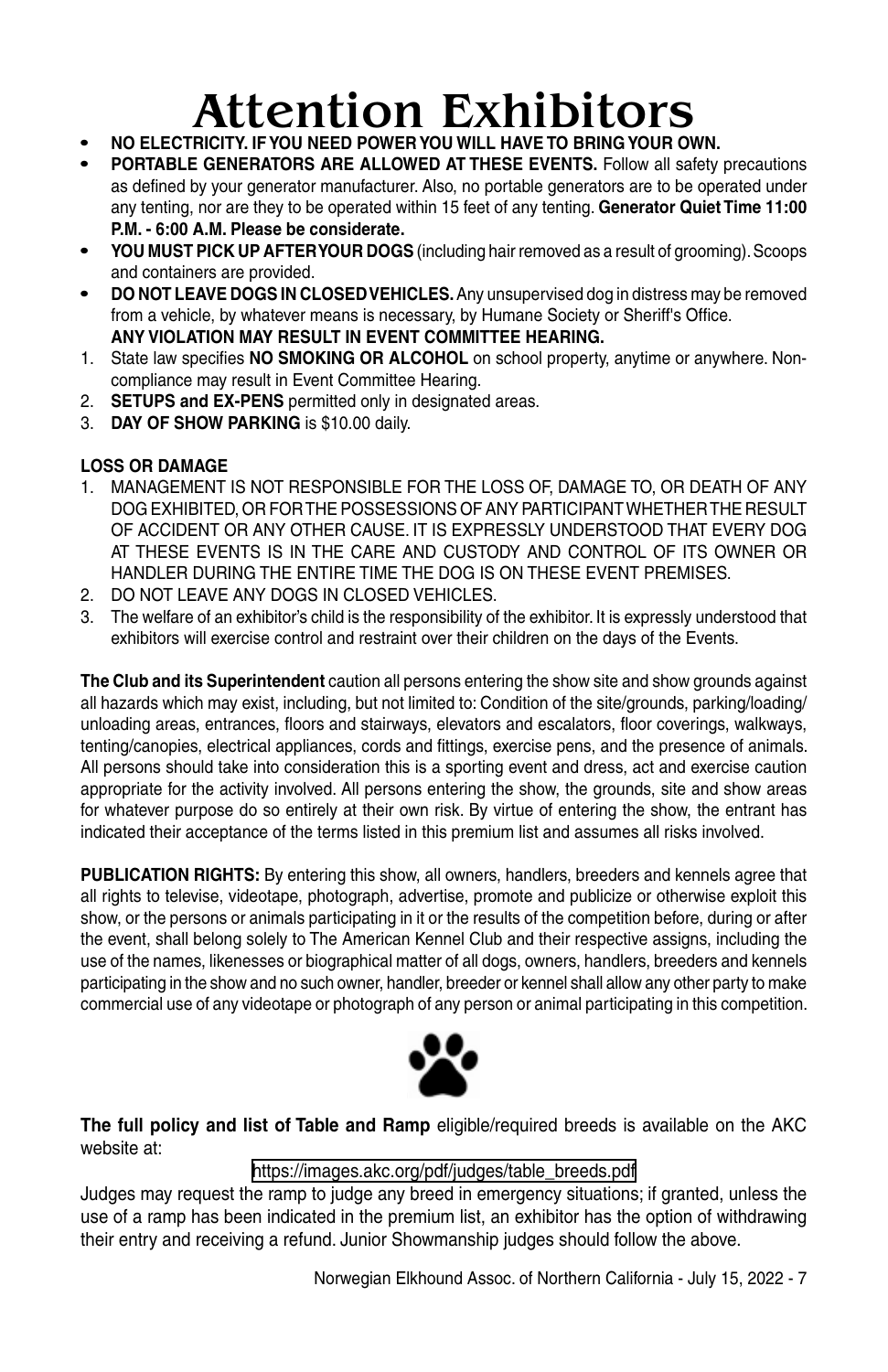# Attention Exhibitors

- **NO ELECTRICITY. IF YOU NEED POWER YOU WILL HAVE TO BRING YOUR OWN.**
- **PORTABLE GENERATORS ARE ALLOWED AT THESE EVENTS.** Follow all safety precautions as defined by your generator manufacturer. Also, no portable generators are to be operated under any tenting, nor are they to be operated within 15 feet of any tenting. **Generator Quiet Time 11:00 P.M. - 6:00 A.M. Please be considerate.**
- **YOU MUST PICK UP AFTER YOUR DOGS** (including hair removed as a result of grooming). Scoops and containers are provided.
- **DO NOT LEAVE DOGS IN CLOSED VEHICLES.** Any unsupervised dog in distress may be removed from a vehicle, by whatever means is necessary, by Humane Society or Sheriff's Office. **ANY VIOLATION MAY RESULT IN EVENT COMMITTEE HEARING.**

1. State law specifies **NO SMOKING OR ALCOHOL** on school property, anytime or anywhere. Non-compliance may result in Event Committee Hearing.
2. **SETUPS and EX-PENS** permitted only in designated areas.
3. **DAY OF SHOW PARKING** is $10.00 daily.

**LOSS OR DAMAGE**

1. MANAGEMENT IS NOT RESPONSIBLE FOR THE LOSS OF, DAMAGE TO, OR DEATH OF ANY DOG EXHIBITED, OR FOR THE POSSESSIONS OF ANY PARTICIPANT WHETHER THE RESULT OF ACCIDENT OR ANY OTHER CAUSE. IT IS EXPRESSLY UNDERSTOOD THAT EVERY DOG AT THESE EVENTS IS IN THE CARE AND CUSTODY AND CONTROL OF ITS OWNER OR HANDLER DURING THE ENTIRE TIME THE DOG IS ON THESE EVENT PREMISES.
2. DO NOT LEAVE ANY DOGS IN CLOSED VEHICLES.
3. The welfare of an exhibitor's child is the responsibility of the exhibitor. It is expressly understood that exhibitors will exercise control and restraint over their children on the days of the Events.

**The Club and its Superintendent** caution all persons entering the show site and show grounds against all hazards which may exist, including, but not limited to: Condition of the site/grounds, parking/loading/unloading areas, entrances, floors and stairways, elevators and escalators, floor coverings, walkways, tenting/canopies, electrical appliances, cords and fittings, exercise pens, and the presence of animals. All persons should take into consideration this is a sporting event and dress, act and exercise caution appropriate for the activity involved. All persons entering the show, the grounds, site and show areas for whatever purpose do so entirely at their own risk. By virtue of entering the show, the entrant has indicated their acceptance of the terms listed in this premium list and assumes all risks involved.

**PUBLICATION RIGHTS:** By entering this show, all owners, handlers, breeders and kennels agree that all rights to televise, videotape, photograph, advertise, promote and publicize or otherwise exploit this show, or the persons or animals participating in it or the results of the competition before, during or after the event, shall belong solely to The American Kennel Club and their respective assigns, including the use of the names, likenesses or biographical matter of all dogs, owners, handlers, breeders and kennels participating in the show and no such owner, handler, breeder or kennel shall allow any other party to make commercial use of any videotape or photograph of any person or animal participating in this competition.

**The full policy and list of Table and Ramp** eligible/required breeds is available on the AKC website at:

https://images.akc.org/pdf/judges/table_breeds.pdf

Judges may request the ramp to judge any breed in emergency situations; if granted, unless the use of a ramp has been indicated in the premium list, an exhibitor has the option of withdrawing their entry and receiving a refund. Junior Showmanship judges should follow the above.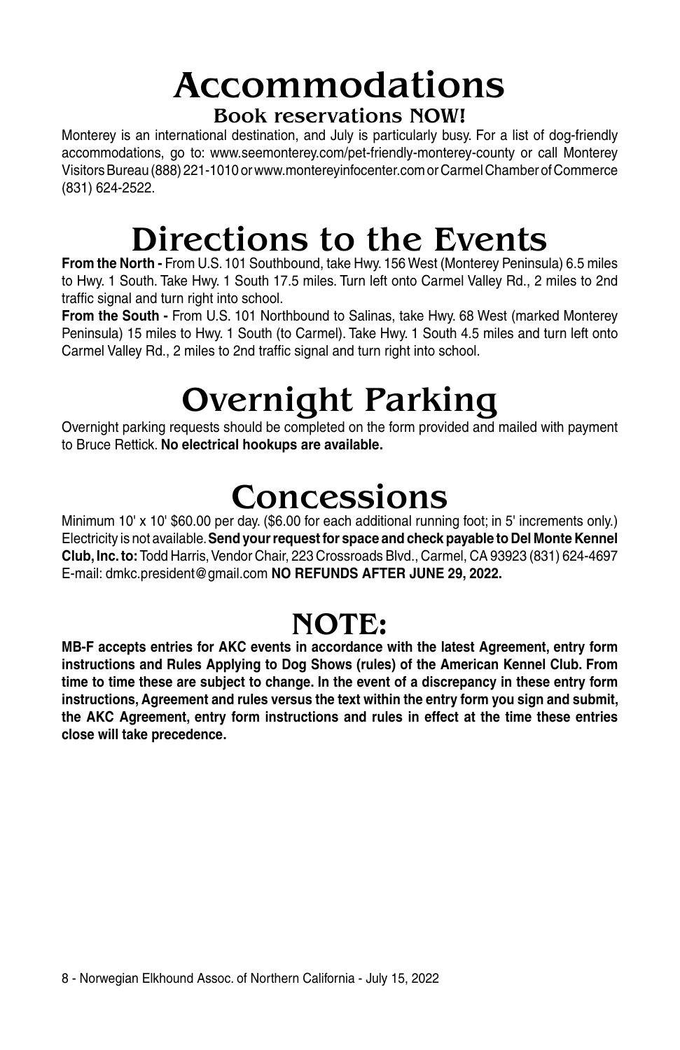# Accommodations

## Book reservations NOW!

Monterey is an international destination, and July is particularly busy. For a list of dog-friendly accommodations, go to: www.seemonterey.com/pet-friendly-monterey-county or call Monterey Visitors Bureau (888) 221-1010 or www.montereyinfocenter.com or Carmel Chamber of Commerce (831) 624-2522.

# Directions to the Events

**From the North -** From U.S. 101 Southbound, take Hwy. 156 West (Monterey Peninsula) 6.5 miles to Hwy. 1 South. Take Hwy. 1 South 17.5 miles. Turn left onto Carmel Valley Rd., 2 miles to 2nd traffic signal and turn right into school.

**From the South -** From U.S. 101 Northbound to Salinas, take Hwy. 68 West (marked Monterey Peninsula) 15 miles to Hwy. 1 South (to Carmel). Take Hwy. 1 South 4.5 miles and turn left onto Carmel Valley Rd., 2 miles to 2nd traffic signal and turn right into school.

# Overnight Parking

Overnight parking requests should be completed on the form provided and mailed with payment to Bruce Rettick. **No electrical hookups are available.**

# Concessions

Minimum 10' x 10' $60.00 per day. ($6.00 for each additional running foot; in 5' increments only.) Electricity is not available. **Send your request for space and check payable to Del Monte Kennel Club, Inc. to:** Todd Harris, Vendor Chair, 223 Crossroads Blvd., Carmel, CA 93923 (831) 624-4697 E-mail: dmkc.president@gmail.com **NO REFUNDS AFTER JUNE 29, 2022.**

# NOTE:

**MB-F accepts entries for AKC events in accordance with the latest Agreement, entry form instructions and Rules Applying to Dog Shows (rules) of the American Kennel Club. From time to time these are subject to change. In the event of a discrepancy in these entry form instructions, Agreement and rules versus the text within the entry form you sign and submit, the AKC Agreement, entry form instructions and rules in effect at the time these entries close will take precedence.**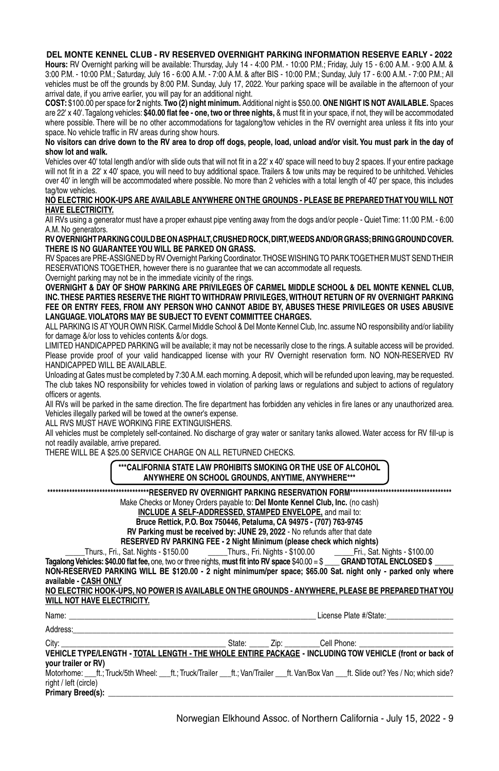## DEL MONTE KENNEL CLUB - RV RESERVED OVERNIGHT PARKING INFORMATION RESERVE EARLY - 2022

**Hours:** RV Overnight parking will be available: Thursday, July 14 - 4:00 P.M. - 10:00 P.M.; Friday, July 15 - 6:00 A.M. - 9:00 A.M. & 3:00 P.M. - 10:00 P.M.; Saturday, July 16 - 6:00 A.M. - 7:00 A.M. & after BIS - 10:00 P.M.; Sunday, July 17 - 6:00 A.M. - 7:00 P.M.; All vehicles must be off the grounds by 8:00 P.M. Sunday, July 17, 2022. Your parking space will be available in the afternoon of your arrival date, if you arrive earlier, you will pay for an additional night.

**COST:** $100.00 per space for **2** nights. **Two (2) night minimum.** Additional night is $50.00. **ONE NIGHT IS NOT AVAILABLE.** Spaces are 22' x 40'. Tagalong vehicles: **$40.00 flat fee - one, two or three nights,** & must fit in your space, if not, they will be accommodated where possible. There will be no other accommodations for tagalong/tow vehicles in the RV overnight area unless it fits into your space. No vehicle traffic in RV areas during show hours.

**No visitors can drive down to the RV area to drop off dogs, people, load, unload and/or visit. You must park in the day of show lot and walk.**

Vehicles over 40' total length and/or with slide outs that will not fit in a 22' x 40' space will need to buy 2 spaces. If your entire package will not fit in a 22' x 40' space, you will need to buy additional space. Trailers & tow units may be required to be unhitched. Vehicles over 40' in length will be accommodated where possible. No more than 2 vehicles with a total length of 40' per space, this includes tag/tow vehicles.

**NO ELECTRIC HOOK-UPS ARE AVAILABLE ANYWHERE ON THE GROUNDS - PLEASE BE PREPARED THAT YOU WILL NOT HAVE ELECTRICITY.**

All RVs using a generator must have a proper exhaust pipe venting away from the dogs and/or people - Quiet Time: 11:00 P.M. - 6:00 A.M. No generators.

**RV OVERNIGHT PARKING COULD BE ON ASPHALT, CRUSHED ROCK, DIRT, WEEDS AND/OR GRASS; BRING GROUND COVER. THERE IS NO GUARANTEE YOU WILL BE PARKED ON GRASS.**

RV Spaces are PRE-ASSIGNED by RV Overnight Parking Coordinator. THOSE WISHING TO PARK TOGETHER MUST SEND THEIR RESERVATIONS TOGETHER, however there is no guarantee that we can accommodate all requests.

Overnight parking may not be in the immediate vicinity of the rings.

**OVERNIGHT & DAY OF SHOW PARKING ARE PRIVILEGES OF CARMEL MIDDLE SCHOOL & DEL MONTE KENNEL CLUB, INC. THESE PARTIES RESERVE THE RIGHT TO WITHDRAW PRIVILEGES, WITHOUT RETURN OF RV OVERNIGHT PARKING FEE OR ENTRY FEES, FROM ANY PERSON WHO CANNOT ABIDE BY, ABUSES THESE PRIVILEGES OR USES ABUSIVE LANGUAGE. VIOLATORS MAY BE SUBJECT TO EVENT COMMITTEE CHARGES.**

ALL PARKING IS AT YOUR OWN RISK. Carmel Middle School & Del Monte Kennel Club, Inc. assume NO responsibility and/or liability for damage &/or loss to vehicles contents &/or dogs.

LIMITED HANDICAPPED PARKING will be available; it may not be necessarily close to the rings. A suitable access will be provided. Please provide proof of your valid handicapped license with your RV Overnight reservation form. NO NON-RESERVED RV HANDICAPPED WILL BE AVAILABLE.

Unloading at Gates must be completed by 7:30 A.M. each morning. A deposit, which will be refunded upon leaving, may be requested. The club takes NO responsibility for vehicles towed in violation of parking laws or regulations and subject to actions of regulatory officers or agents.

All RVs will be parked in the same direction. The fire department has forbidden any vehicles in fire lanes or any unauthorized area. Vehicles illegally parked will be towed at the owner's expense.

ALL RVS MUST HAVE WORKING FIRE EXTINGUISHERS.

All vehicles must be completely self-contained. No discharge of gray water or sanitary tanks allowed. Water access for RV fill-up is not readily available, arrive prepared.

THERE WILL BE A $25.00 SERVICE CHARGE ON ALL RETURNED CHECKS.

**\*\*\*CALIFORNIA STATE LAW PROHIBITS SMOKING OR THE USE OF ALCOHOL ANYWHERE ON SCHOOL GROUNDS, ANYTIME, ANYWHERE\*\*\***

**\*\*\*\*\*\*\*\*\*\*\*\*\*\*\*\*\*\*\*\*\*\*\*\*\*\*\*\*\*\*\*\*\*\*\*\*\*\*RESERVED RV OVERNIGHT PARKING RESERVATION FORM\*\*\*\*\*\*\*\*\*\*\*\*\*\*\*\*\*\*\*\*\*\*\*\*\*\*\*\*\*\*\*\*\*\*\*\*\*\***

Make Checks or Money Orders payable to: **Del Monte Kennel Club, Inc.** (no cash)

**INCLUDE A SELF-ADDRESSED, STAMPED ENVELOPE,** and mail to:

**Bruce Rettick, P.O. Box 750446, Petaluma, CA 94975 - (707) 763-9745**

**RV Parking must be received by: JUNE 29, 2022** - No refunds after that date

**RESERVED RV PARKING FEE - 2 Night Minimum (please check which nights)**

_____Thurs., Fri., Sat. Nights - $150.00 _____Thurs., Fri. Nights - $100.00 _____Fri., Sat. Nights - $100.00

**Tagalong Vehicles: $40.00 flat fee,** one, two or three nights, **must fit into RV space** $40.00 = $ ____ **GRAND TOTAL ENCLOSED $** _____

**NON-RESERVED PARKING WILL BE $120.00 - 2 night minimum/per space; $65.00 Sat. night only - parked only where available - CASH ONLY**

**NO ELECTRIC HOOK-UPS, NO POWER IS AVAILABLE ON THE GROUNDS - ANYWHERE, PLEASE BE PREPARED THAT YOU WILL NOT HAVE ELECTRICITY.**

Name: ______________________________ License Plate #/State: ________________

Address: ____________________________________________

City: ______________________ State: _____ Zip: ________ Cell Phone: ______________________

**VEHICLE TYPE/LENGTH - TOTAL LENGTH - THE WHOLE ENTIRE PACKAGE - INCLUDING TOW VEHICLE (front or back of your trailer or RV)**

Motorhome: ___ft.; Truck/5th Wheel: ___ft.; Truck/Trailer ___ft.; Van/Trailer ___ft. Van/Box Van ___ft. Slide out? Yes / No; which side? right / left (circle)

**Primary Breed(s):** ____________________________________________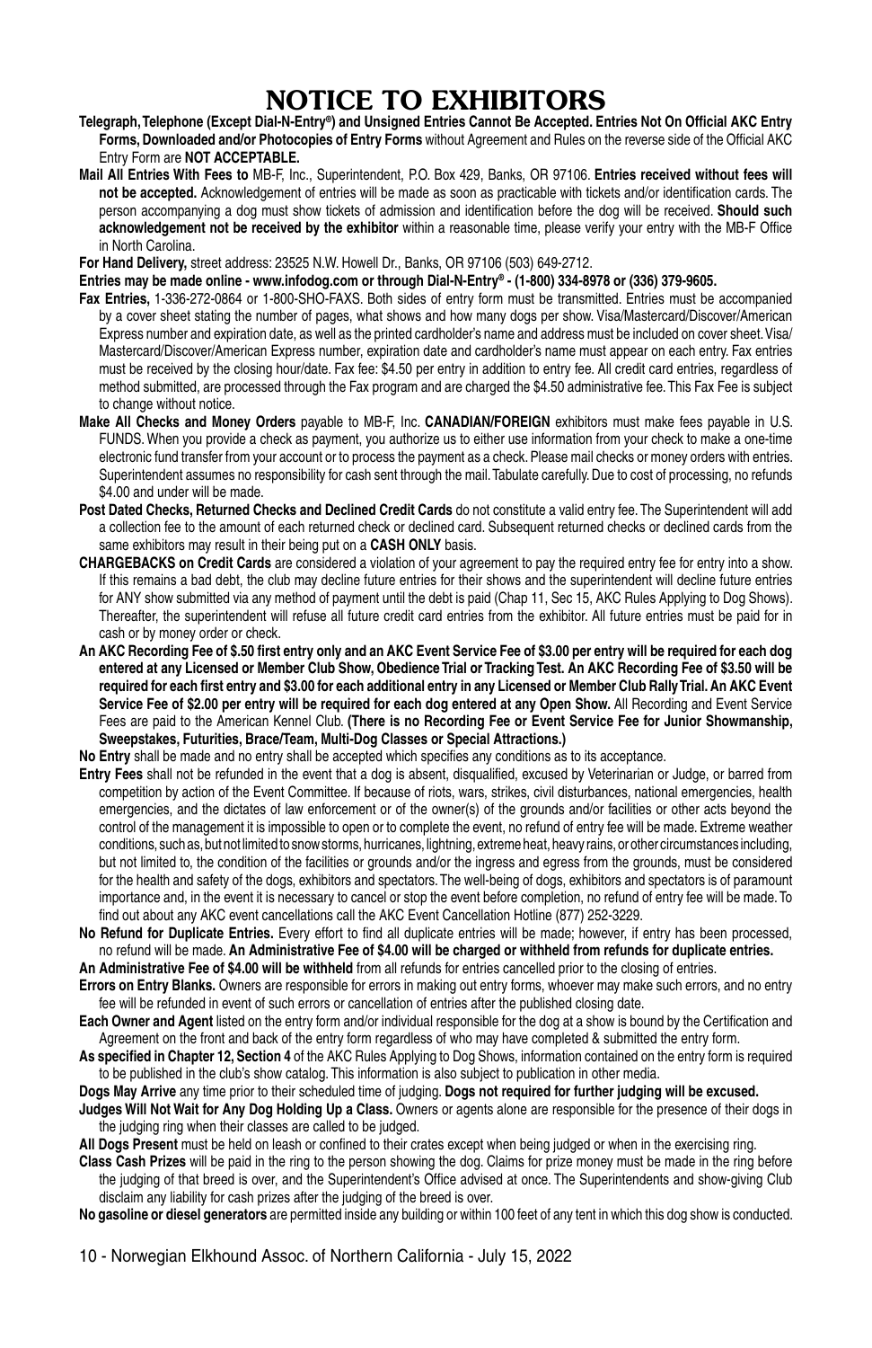# NOTICE TO EXHIBITORS

**Telegraph, Telephone (Except Dial-N-Entry®) and Unsigned Entries Cannot Be Accepted. Entries Not On Official AKC Entry Forms, Downloaded and/or Photocopies of Entry Forms** without Agreement and Rules on the reverse side of the Official AKC Entry Form are **NOT ACCEPTABLE.**

**Mail All Entries With Fees to** MB-F, Inc., Superintendent, P.O. Box 429, Banks, OR 97106. **Entries received without fees will not be accepted.** Acknowledgement of entries will be made as soon as practicable with tickets and/or identification cards. The person accompanying a dog must show tickets of admission and identification before the dog will be received. **Should such acknowledgement not be received by the exhibitor** within a reasonable time, please verify your entry with the MB-F Office in North Carolina.

**For Hand Delivery,** street address: 23525 N.W. Howell Dr., Banks, OR 97106 (503) 649-2712.

**Entries may be made online - www.infodog.com or through Dial-N-Entry® - (1-800) 334-8978 or (336) 379-9605.**

**Fax Entries,** 1-336-272-0864 or 1-800-SHO-FAXS. Both sides of entry form must be transmitted. Entries must be accompanied by a cover sheet stating the number of pages, what shows and how many dogs per show. Visa/Mastercard/Discover/American Express number and expiration date, as well as the printed cardholder's name and address must be included on cover sheet. Visa/Mastercard/Discover/American Express number, expiration date and cardholder's name must appear on each entry. Fax entries must be received by the closing hour/date. Fax fee: $4.50 per entry in addition to entry fee. All credit card entries, regardless of method submitted, are processed through the Fax program and are charged the $4.50 administrative fee. This Fax Fee is subject to change without notice.

**Make All Checks and Money Orders** payable to MB-F, Inc. **CANADIAN/FOREIGN** exhibitors must make fees payable in U.S. FUNDS. When you provide a check as payment, you authorize us to either use information from your check to make a one-time electronic fund transfer from your account or to process the payment as a check. Please mail checks or money orders with entries. Superintendent assumes no responsibility for cash sent through the mail. Tabulate carefully. Due to cost of processing, no refunds $4.00 and under will be made.

**Post Dated Checks, Returned Checks and Declined Credit Cards** do not constitute a valid entry fee. The Superintendent will add a collection fee to the amount of each returned check or declined card. Subsequent returned checks or declined cards from the same exhibitors may result in their being put on a **CASH ONLY** basis.

**CHARGEBACKS on Credit Cards** are considered a violation of your agreement to pay the required entry fee for entry into a show. If this remains a bad debt, the club may decline future entries for their shows and the superintendent will decline future entries for ANY show submitted via any method of payment until the debt is paid (Chap 11, Sec 15, AKC Rules Applying to Dog Shows). Thereafter, the superintendent will refuse all future credit card entries from the exhibitor. All future entries must be paid for in cash or by money order or check.

**An AKC Recording Fee of $.50 first entry only and an AKC Event Service Fee of $3.00 per entry will be required for each dog entered at any Licensed or Member Club Show, Obedience Trial or Tracking Test. An AKC Recording Fee of $3.50 will be required for each first entry and $3.00 for each additional entry in any Licensed or Member Club Rally Trial. An AKC Event Service Fee of $2.00 per entry will be required for each dog entered at any Open Show.** All Recording and Event Service Fees are paid to the American Kennel Club. **(There is no Recording Fee or Event Service Fee for Junior Showmanship, Sweepstakes, Futurities, Brace/Team, Multi-Dog Classes or Special Attractions.)**

**No Entry** shall be made and no entry shall be accepted which specifies any conditions as to its acceptance.

**Entry Fees** shall not be refunded in the event that a dog is absent, disqualified, excused by Veterinarian or Judge, or barred from competition by action of the Event Committee. If because of riots, wars, strikes, civil disturbances, national emergencies, health emergencies, and the dictates of law enforcement or of the owner(s) of the grounds and/or facilities or other acts beyond the control of the management it is impossible to open or to complete the event, no refund of entry fee will be made. Extreme weather conditions, such as, but not limited to snow storms, hurricanes, lightning, extreme heat, heavy rains, or other circumstances including, but not limited to, the condition of the facilities or grounds and/or the ingress and egress from the grounds, must be considered for the health and safety of the dogs, exhibitors and spectators. The well-being of dogs, exhibitors and spectators is of paramount importance and, in the event it is necessary to cancel or stop the event before completion, no refund of entry fee will be made. To find out about any AKC event cancellations call the AKC Event Cancellation Hotline (877) 252-3229.

**No Refund for Duplicate Entries.** Every effort to find all duplicate entries will be made; however, if entry has been processed, no refund will be made. **An Administrative Fee of $4.00 will be charged or withheld from refunds for duplicate entries.**

**An Administrative Fee of $4.00 will be withheld** from all refunds for entries cancelled prior to the closing of entries.

**Errors on Entry Blanks.** Owners are responsible for errors in making out entry forms, whoever may make such errors, and no entry fee will be refunded in event of such errors or cancellation of entries after the published closing date.

**Each Owner and Agent** listed on the entry form and/or individual responsible for the dog at a show is bound by the Certification and Agreement on the front and back of the entry form regardless of who may have completed & submitted the entry form.

**As specified in Chapter 12, Section 4** of the AKC Rules Applying to Dog Shows, information contained on the entry form is required to be published in the club's show catalog. This information is also subject to publication in other media.

**Dogs May Arrive** any time prior to their scheduled time of judging. **Dogs not required for further judging will be excused.**

**Judges Will Not Wait for Any Dog Holding Up a Class.** Owners or agents alone are responsible for the presence of their dogs in the judging ring when their classes are called to be judged.

**All Dogs Present** must be held on leash or confined to their crates except when being judged or when in the exercising ring.

**Class Cash Prizes** will be paid in the ring to the person showing the dog. Claims for prize money must be made in the ring before the judging of that breed is over, and the Superintendent's Office advised at once. The Superintendents and show-giving Club disclaim any liability for cash prizes after the judging of the breed is over.

**No gasoline or diesel generators** are permitted inside any building or within 100 feet of any tent in which this dog show is conducted.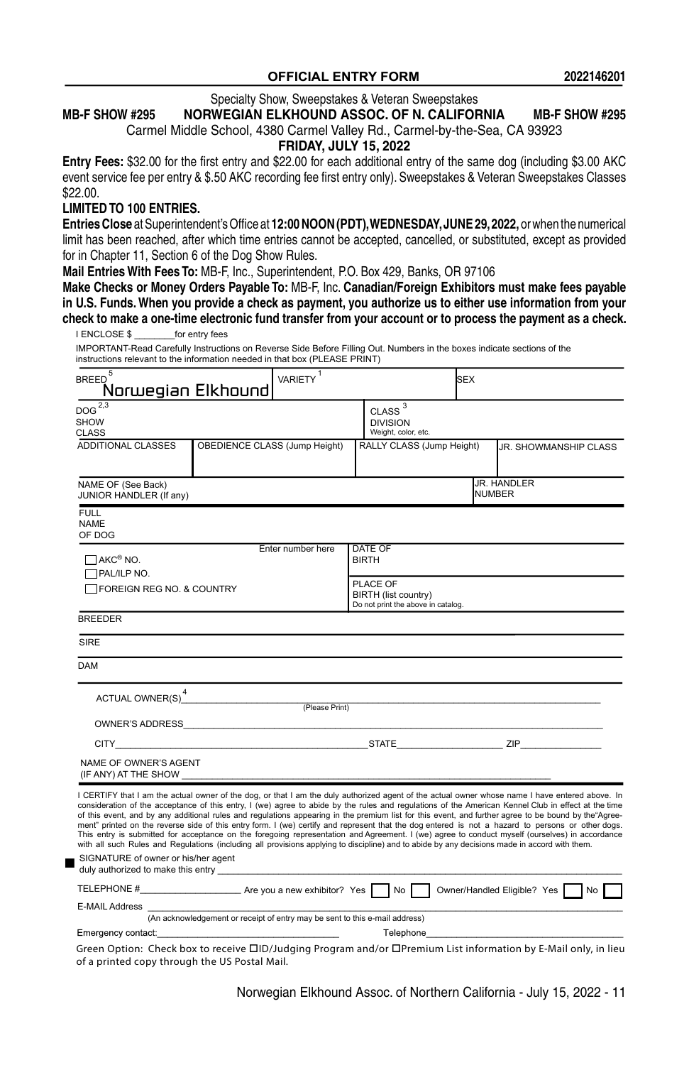**OFFICIAL ENTRY FORM** 2022146201

Specialty Show, Sweepstakes & Veteran Sweepstakes

**MB-F SHOW #295 NORWEGIAN ELKHOUND ASSOC. OF N. CALIFORNIA MB-F SHOW #295**

Carmel Middle School, 4380 Carmel Valley Rd., Carmel-by-the-Sea, CA 93923

**FRIDAY, JULY 15, 2022**

**Entry Fees:** $32.00 for the first entry and $22.00 for each additional entry of the same dog (including $3.00 AKC event service fee per entry & $.50 AKC recording fee first entry only). Sweepstakes & Veteran Sweepstakes Classes $22.00.

**LIMITED TO 100 ENTRIES.**

**Entries Close** at Superintendent's Office at **12:00 NOON (PDT), WEDNESDAY, JUNE 29, 2022,** or when the numerical limit has been reached, after which time entries cannot be accepted, cancelled, or substituted, except as provided for in Chapter 11, Section 6 of the Dog Show Rules.

**Mail Entries With Fees To:** MB-F, Inc., Superintendent, P.O. Box 429, Banks, OR 97106

**Make Checks or Money Orders Payable To:** MB-F, Inc. **Canadian/Foreign Exhibitors must make fees payable in U.S. Funds. When you provide a check as payment, you authorize us to either use information from your check to make a one-time electronic fund transfer from your account or to process the payment as a check.**

I ENCLOSE $ ________for entry fees

IMPORTANT-Read Carefully Instructions on Reverse Side Before Filling Out. Numbers in the boxes indicate sections of the instructions relevant to the information needed in that box (PLEASE PRINT)

| | | | |
|---|---|---|---|
| BREED[5] Norwegian Elkhound | VARIETY[1] | | SEX |
| DOG[2,3] SHOW CLASS | | CLASS[3] DIVISION Weight, color, etc. | |
| ADDITIONAL CLASSES | OBEDIENCE CLASS (Jump Height) | RALLY CLASS (Jump Height) | JR. SHOWMANSHIP CLASS |
| NAME OF (See Back) JUNIOR HANDLER (If any) | | | JR. HANDLER NUMBER |

| | |
|---|---|
| FULL NAME OF DOG | |
| ☐ AKC® NO. ☐ PAL/ILP NO. ☐ FOREIGN REG NO. & COUNTRY — Enter number here | DATE OF BIRTH |
| | PLACE OF BIRTH (list country) Do not print the above in catalog. |
| BREEDER | |
| SIRE | |
| DAM | |

ACTUAL OWNER(S)[4] ______________________________ (Please Print)

OWNER'S ADDRESS ______________________________

CITY ______________________ STATE ______________ ZIP ____________

NAME OF OWNER'S AGENT (IF ANY) AT THE SHOW ______________________________

I CERTIFY that I am the actual owner of the dog, or that I am the duly authorized agent of the actual owner whose name I have entered above. In consideration of the acceptance of this entry, I (we) agree to abide by the rules and regulations of the American Kennel Club in effect at the time of this event, and by any additional rules and regulations appearing in the premium list for this event, and further agree to be bound by the "Agreement" printed on the reverse side of this entry form. I (we) certify and represent that the dog entered is not a hazard to persons or other dogs. This entry is submitted for acceptance on the foregoing representation and Agreement. I (we) agree to conduct myself (ourselves) in accordance with all such Rules and Regulations (including all provisions applying to discipline) and to abide by any decisions made in accord with them.

SIGNATURE of owner or his/her agent duly authorized to make this entry ______________________________

TELEPHONE #______________ Are you a new exhibitor? Yes ☐ No ☐ Owner/Handled Eligible? Yes ☐ No ☐

E-MAIL Address ______________________________
(An acknowledgement or receipt of entry may be sent to this e-mail address)

Emergency contact: ______________________ Telephone ______________________

Green Option: Check box to receive ☐ID/Judging Program and/or ☐Premium List information by E-Mail only, in lieu of a printed copy through the US Postal Mail.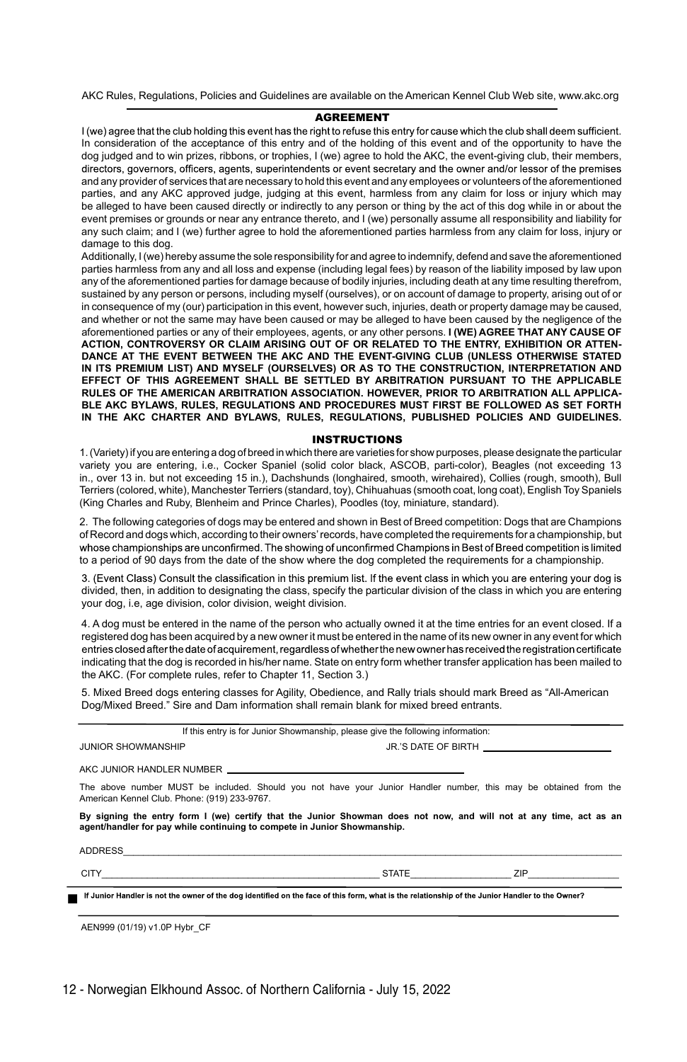AKC Rules, Regulations, Policies and Guidelines are available on the American Kennel Club Web site, www.akc.org

## AGREEMENT

I (we) agree that the club holding this event has the right to refuse this entry for cause which the club shall deem sufficient. In consideration of the acceptance of this entry and of the holding of this event and of the opportunity to have the dog judged and to win prizes, ribbons, or trophies, I (we) agree to hold the AKC, the event-giving club, their members, directors, governors, officers, agents, superintendents or event secretary and the owner and/or lessor of the premises and any provider of services that are necessary to hold this event and any employees or volunteers of the aforementioned parties, and any AKC approved judge, judging at this event, harmless from any claim for loss or injury which may be alleged to have been caused directly or indirectly to any person or thing by the act of this dog while in or about the event premises or grounds or near any entrance thereto, and I (we) personally assume all responsibility and liability for any such claim; and I (we) further agree to hold the aforementioned parties harmless from any claim for loss, injury or damage to this dog.

Additionally, I (we) hereby assume the sole responsibility for and agree to indemnify, defend and save the aforementioned parties harmless from any and all loss and expense (including legal fees) by reason of the liability imposed by law upon any of the aforementioned parties for damage because of bodily injuries, including death at any time resulting therefrom, sustained by any person or persons, including myself (ourselves), or on account of damage to property, arising out of or in consequence of my (our) participation in this event, however such, injuries, death or property damage may be caused, and whether or not the same may have been caused or may be alleged to have been caused by the negligence of the aforementioned parties or any of their employees, agents, or any other persons. **I (WE) AGREE THAT ANY CAUSE OF ACTION, CONTROVERSY OR CLAIM ARISING OUT OF OR RELATED TO THE ENTRY, EXHIBITION OR ATTENDANCE AT THE EVENT BETWEEN THE AKC AND THE EVENT-GIVING CLUB (UNLESS OTHERWISE STATED IN ITS PREMIUM LIST) AND MYSELF (OURSELVES) OR AS TO THE CONSTRUCTION, INTERPRETATION AND EFFECT OF THIS AGREEMENT SHALL BE SETTLED BY ARBITRATION PURSUANT TO THE APPLICABLE RULES OF THE AMERICAN ARBITRATION ASSOCIATION. HOWEVER, PRIOR TO ARBITRATION ALL APPLICABLE AKC BYLAWS, RULES, REGULATIONS AND PROCEDURES MUST FIRST BE FOLLOWED AS SET FORTH IN THE AKC CHARTER AND BYLAWS, RULES, REGULATIONS, PUBLISHED POLICIES AND GUIDELINES.**

## INSTRUCTIONS

1. (Variety) if you are entering a dog of breed in which there are varieties for show purposes, please designate the particular variety you are entering, i.e., Cocker Spaniel (solid color black, ASCOB, parti-color), Beagles (not exceeding 13 in., over 13 in. but not exceeding 15 in.), Dachshunds (longhaired, smooth, wirehaired), Collies (rough, smooth), Bull Terriers (colored, white), Manchester Terriers (standard, toy), Chihuahuas (smooth coat, long coat), English Toy Spaniels (King Charles and Ruby, Blenheim and Prince Charles), Poodles (toy, miniature, standard).

2. The following categories of dogs may be entered and shown in Best of Breed competition: Dogs that are Champions of Record and dogs which, according to their owners' records, have completed the requirements for a championship, but whose championships are unconfirmed. The showing of unconfirmed Champions in Best of Breed competition is limited to a period of 90 days from the date of the show where the dog completed the requirements for a championship.

3. (Event Class) Consult the classification in this premium list. If the event class in which you are entering your dog is divided, then, in addition to designating the class, specify the particular division of the class in which you are entering your dog, i.e, age division, color division, weight division.

4. A dog must be entered in the name of the person who actually owned it at the time entries for an event closed. If a registered dog has been acquired by a new owner it must be entered in the name of its new owner in any event for which entries closed after the date of acquirement, regardless of whether the new owner has received the registration certificate indicating that the dog is recorded in his/her name. State on entry form whether transfer application has been mailed to the AKC. (For complete rules, refer to Chapter 11, Section 3.)

5. Mixed Breed dogs entering classes for Agility, Obedience, and Rally trials should mark Breed as "All-American Dog/Mixed Breed." Sire and Dam information shall remain blank for mixed breed entrants.

If this entry is for Junior Showmanship, please give the following information:

JUNIOR SHOWMANSHIP JR.'S DATE OF BIRTH ______________

AKC JUNIOR HANDLER NUMBER ______________

The above number MUST be included. Should you not have your Junior Handler number, this may be obtained from the American Kennel Club. Phone: (919) 233-9767.

**By signing the entry form I (we) certify that the Junior Showman does not now, and will not at any time, act as an agent/handler for pay while continuing to compete in Junior Showmanship.**

ADDRESS______________

CITY______________ STATE______________ ZIP______________

**If Junior Handler is not the owner of the dog identified on the face of this form, what is the relationship of the Junior Handler to the Owner?**

AEN999 (01/19) v1.0P Hybr_CF